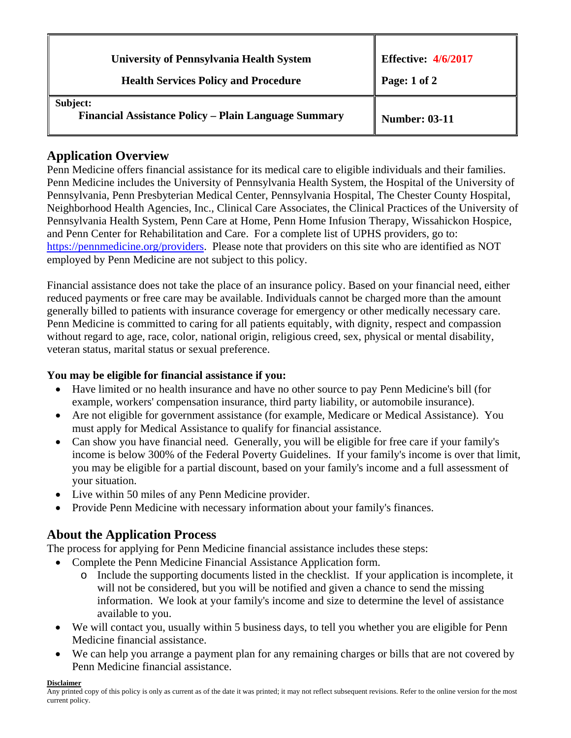| University of Pennsylvania Health System<br>Health Services Policy and Procedure | Effective: 4/6/2017<br>Page: 1 of 2 |
|---|---|
| **Subject:**<br>**Financial Assistance Policy – Plain Language Summary** | **Number: 03-11** |

## Application Overview

Penn Medicine offers financial assistance for its medical care to eligible individuals and their families. Penn Medicine includes the University of Pennsylvania Health System, the Hospital of the University of Pennsylvania, Penn Presbyterian Medical Center, Pennsylvania Hospital, The Chester County Hospital, Neighborhood Health Agencies, Inc., Clinical Care Associates, the Clinical Practices of the University of Pennsylvania Health System, Penn Care at Home, Penn Home Infusion Therapy, Wissahickon Hospice, and Penn Center for Rehabilitation and Care. For a complete list of UPHS providers, go to: https://pennmedicine.org/providers. Please note that providers on this site who are identified as NOT employed by Penn Medicine are not subject to this policy.

Financial assistance does not take the place of an insurance policy. Based on your financial need, either reduced payments or free care may be available. Individuals cannot be charged more than the amount generally billed to patients with insurance coverage for emergency or other medically necessary care. Penn Medicine is committed to caring for all patients equitably, with dignity, respect and compassion without regard to age, race, color, national origin, religious creed, sex, physical or mental disability, veteran status, marital status or sexual preference.

**You may be eligible for financial assistance if you:**

- Have limited or no health insurance and have no other source to pay Penn Medicine's bill (for example, workers' compensation insurance, third party liability, or automobile insurance).
- Are not eligible for government assistance (for example, Medicare or Medical Assistance). You must apply for Medical Assistance to qualify for financial assistance.
- Can show you have financial need. Generally, you will be eligible for free care if your family's income is below 300% of the Federal Poverty Guidelines. If your family's income is over that limit, you may be eligible for a partial discount, based on your family's income and a full assessment of your situation.
- Live within 50 miles of any Penn Medicine provider.
- Provide Penn Medicine with necessary information about your family's finances.

## About the Application Process

The process for applying for Penn Medicine financial assistance includes these steps:

- Complete the Penn Medicine Financial Assistance Application form.
  - Include the supporting documents listed in the checklist. If your application is incomplete, it will not be considered, but you will be notified and given a chance to send the missing information. We look at your family's income and size to determine the level of assistance available to you.
- We will contact you, usually within 5 business days, to tell you whether you are eligible for Penn Medicine financial assistance.
- We can help you arrange a payment plan for any remaining charges or bills that are not covered by Penn Medicine financial assistance.

**Disclaimer**
Any printed copy of this policy is only as current as of the date it was printed; it may not reflect subsequent revisions. Refer to the online version for the most current policy.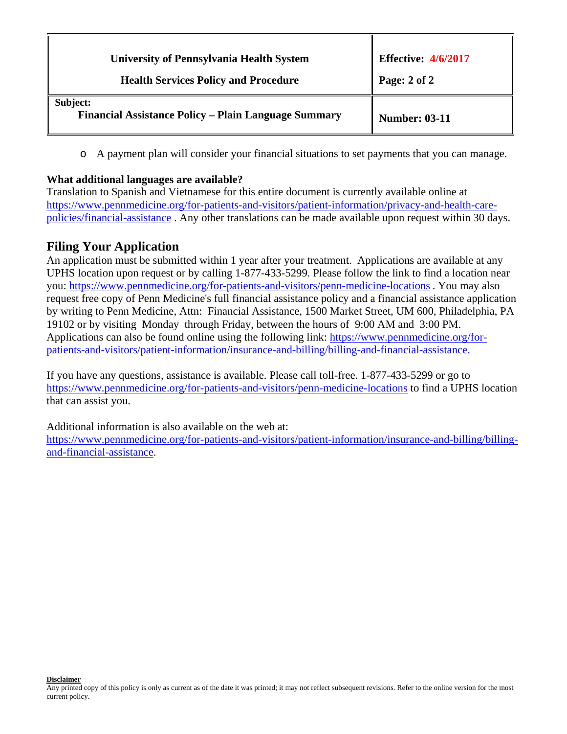- A payment plan will consider your financial situations to set payments that you can manage.

**What additional languages are available?**
Translation to Spanish and Vietnamese for this entire document is currently available online at https://www.pennmedicine.org/for-patients-and-visitors/patient-information/privacy-and-health-care-policies/financial-assistance . Any other translations can be made available upon request within 30 days.

## Filing Your Application

An application must be submitted within 1 year after your treatment. Applications are available at any UPHS location upon request or by calling 1-877-433-5299. Please follow the link to find a location near you: https://www.pennmedicine.org/for-patients-and-visitors/penn-medicine-locations . You may also request free copy of Penn Medicine's full financial assistance policy and a financial assistance application by writing to Penn Medicine, Attn: Financial Assistance, 1500 Market Street, UM 600, Philadelphia, PA 19102 or by visiting Monday through Friday, between the hours of 9:00 AM and 3:00 PM. Applications can also be found online using the following link: https://www.pennmedicine.org/for-patients-and-visitors/patient-information/insurance-and-billing/billing-and-financial-assistance.

If you have any questions, assistance is available. Please call toll-free. 1-877-433-5299 or go to https://www.pennmedicine.org/for-patients-and-visitors/penn-medicine-locations to find a UPHS location that can assist you.

Additional information is also available on the web at:
https://www.pennmedicine.org/for-patients-and-visitors/patient-information/insurance-and-billing/billing-and-financial-assistance.

**Disclaimer**
Any printed copy of this policy is only as current as of the date it was printed; it may not reflect subsequent revisions. Refer to the online version for the most current policy.